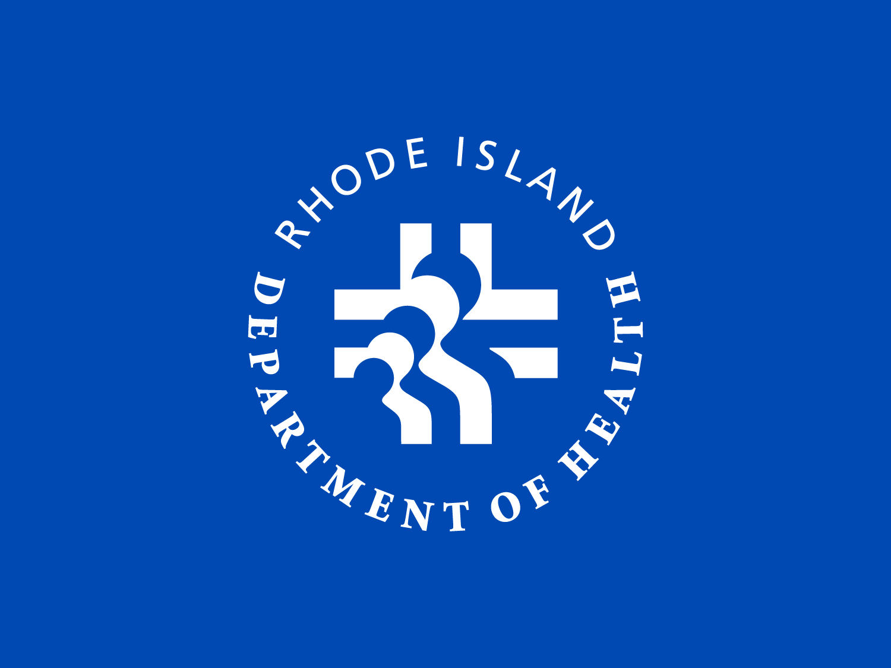RHODE ISLAND DEPARTMENT OF HEALTH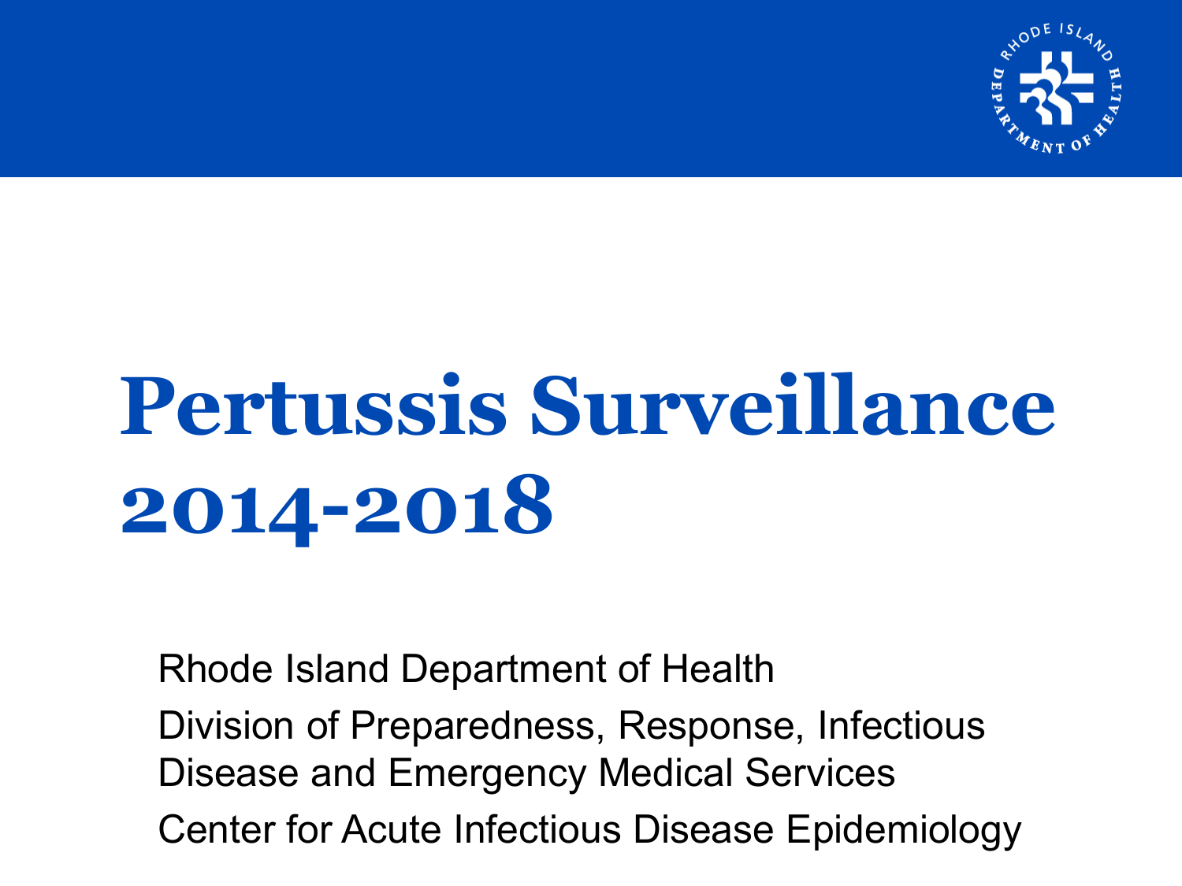# Pertussis Surveillance 2014-2018

Rhode Island Department of Health

Division of Preparedness, Response, Infectious Disease and Emergency Medical Services

Center for Acute Infectious Disease Epidemiology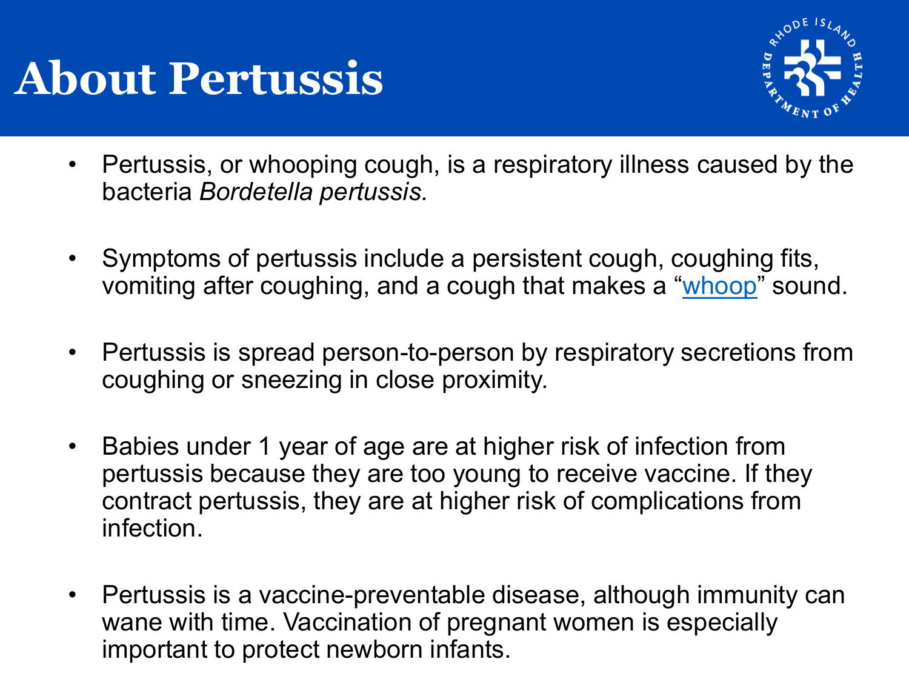# About Pertussis

- Pertussis, or whooping cough, is a respiratory illness caused by the bacteria *Bordetella pertussis.*
- Symptoms of pertussis include a persistent cough, coughing fits, vomiting after coughing, and a cough that makes a "whoop" sound.
- Pertussis is spread person-to-person by respiratory secretions from coughing or sneezing in close proximity.
- Babies under 1 year of age are at higher risk of infection from pertussis because they are too young to receive vaccine. If they contract pertussis, they are at higher risk of complications from infection.
- Pertussis is a vaccine-preventable disease, although immunity can wane with time. Vaccination of pregnant women is especially important to protect newborn infants.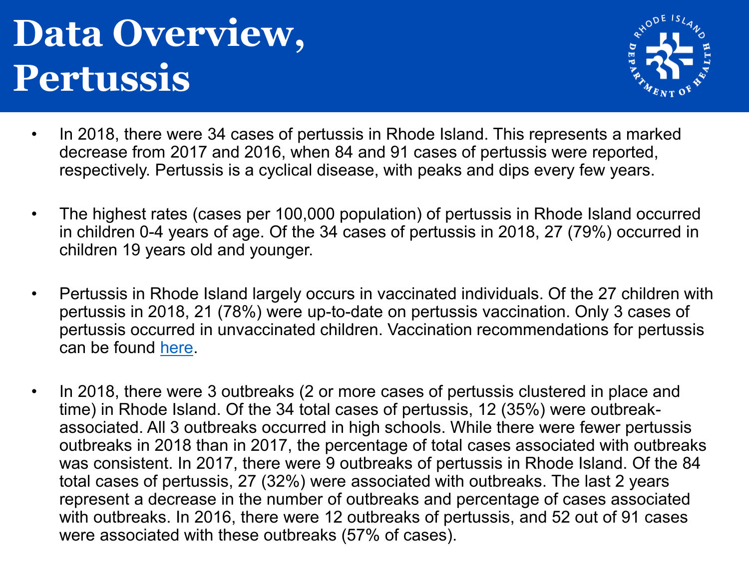# Data Overview, Pertussis

- In 2018, there were 34 cases of pertussis in Rhode Island. This represents a marked decrease from 2017 and 2016, when 84 and 91 cases of pertussis were reported, respectively. Pertussis is a cyclical disease, with peaks and dips every few years.

- The highest rates (cases per 100,000 population) of pertussis in Rhode Island occurred in children 0-4 years of age. Of the 34 cases of pertussis in 2018, 27 (79%) occurred in children 19 years old and younger.

- Pertussis in Rhode Island largely occurs in vaccinated individuals. Of the 27 children with pertussis in 2018, 21 (78%) were up-to-date on pertussis vaccination. Only 3 cases of pertussis occurred in unvaccinated children. Vaccination recommendations for pertussis can be found here.

- In 2018, there were 3 outbreaks (2 or more cases of pertussis clustered in place and time) in Rhode Island. Of the 34 total cases of pertussis, 12 (35%) were outbreak-associated. All 3 outbreaks occurred in high schools. While there were fewer pertussis outbreaks in 2018 than in 2017, the percentage of total cases associated with outbreaks was consistent. In 2017, there were 9 outbreaks of pertussis in Rhode Island. Of the 84 total cases of pertussis, 27 (32%) were associated with outbreaks. The last 2 years represent a decrease in the number of outbreaks and percentage of cases associated with outbreaks. In 2016, there were 12 outbreaks of pertussis, and 52 out of 91 cases were associated with these outbreaks (57% of cases).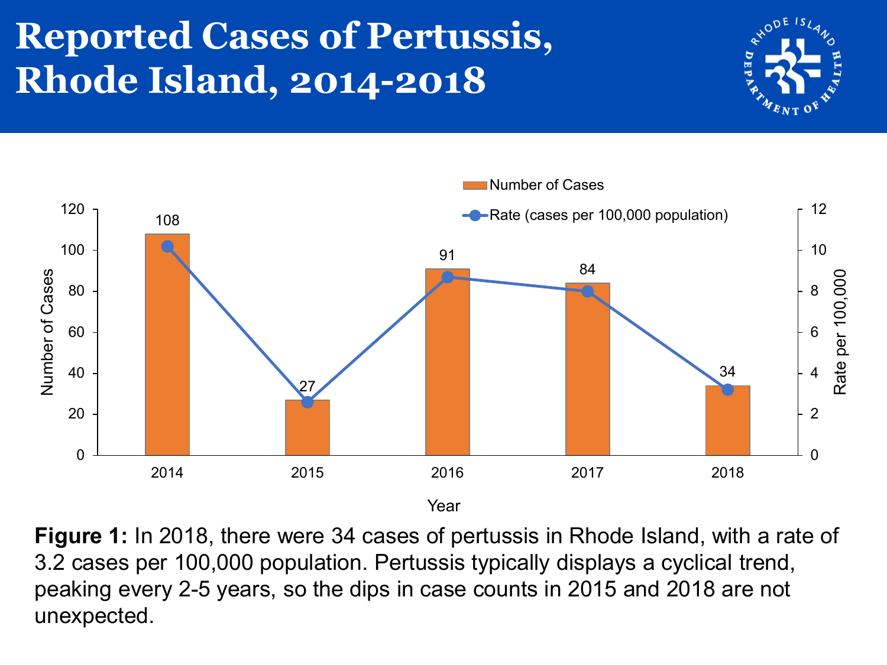# Reported Cases of Pertussis, Rhode Island, 2014-2018

| Year | Number of Cases |
|---|---|
| 2014 | 108 |
| 2015 | 27 |
| 2016 | 91 |
| 2017 | 84 |
| 2018 | 34 |

**Figure 1:** In 2018, there were 34 cases of pertussis in Rhode Island, with a rate of 3.2 cases per 100,000 population. Pertussis typically displays a cyclical trend, peaking every 2-5 years, so the dips in case counts in 2015 and 2018 are not unexpected.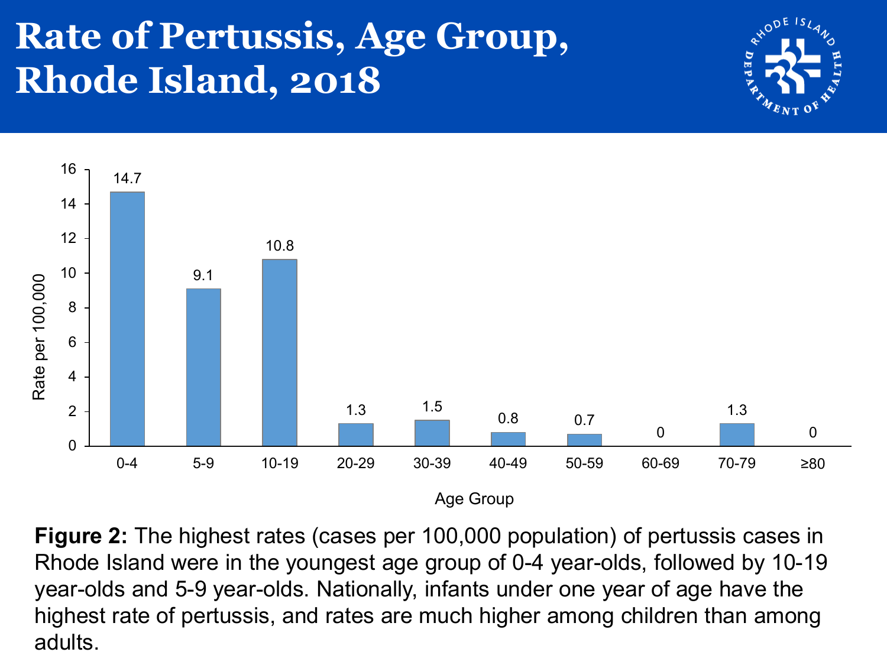# Rate of Pertussis, Age Group, Rhode Island, 2018

| Age Group | Rate per 100,000 |
|---|---|
| 0-4 | 14.7 |
| 5-9 | 9.1 |
| 10-19 | 10.8 |
| 20-29 | 1.3 |
| 30-39 | 1.5 |
| 40-49 | 0.8 |
| 50-59 | 0.7 |
| 60-69 | 0 |
| 70-79 | 1.3 |
| ≥80 | 0 |

**Figure 2:** The highest rates (cases per 100,000 population) of pertussis cases in Rhode Island were in the youngest age group of 0-4 year-olds, followed by 10-19 year-olds and 5-9 year-olds. Nationally, infants under one year of age have the highest rate of pertussis, and rates are much higher among children than among adults.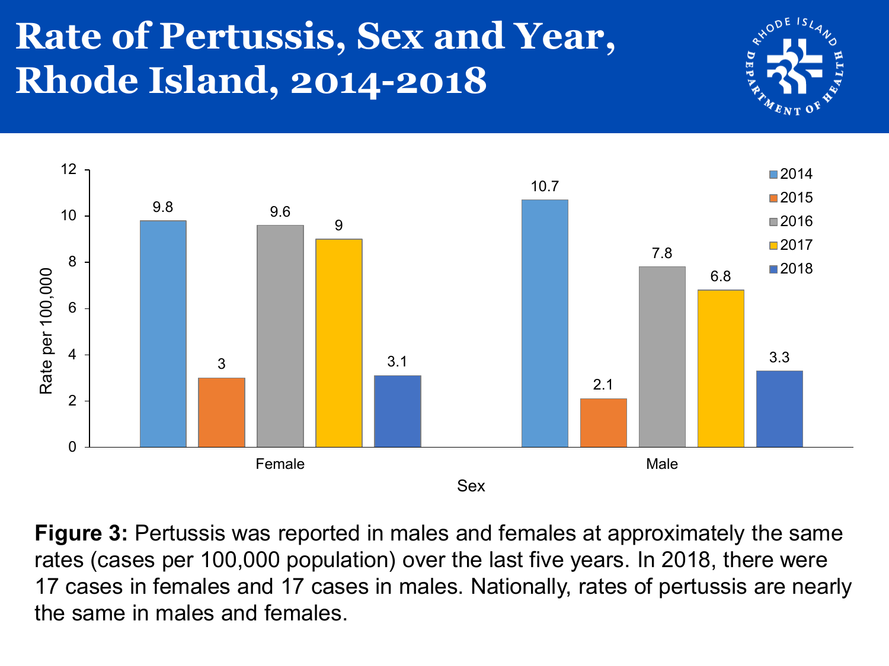# Rate of Pertussis, Sex and Year, Rhode Island, 2014-2018

| Sex | 2014 | 2015 | 2016 | 2017 | 2018 |
|---|---|---|---|---|---|
| Female | 9.8 | 3 | 9.6 | 9 | 3.1 |
| Male | 10.7 | 2.1 | 7.8 | 6.8 | 3.3 |

Rate per 100,000

**Figure 3:** Pertussis was reported in males and females at approximately the same rates (cases per 100,000 population) over the last five years. In 2018, there were 17 cases in females and 17 cases in males. Nationally, rates of pertussis are nearly the same in males and females.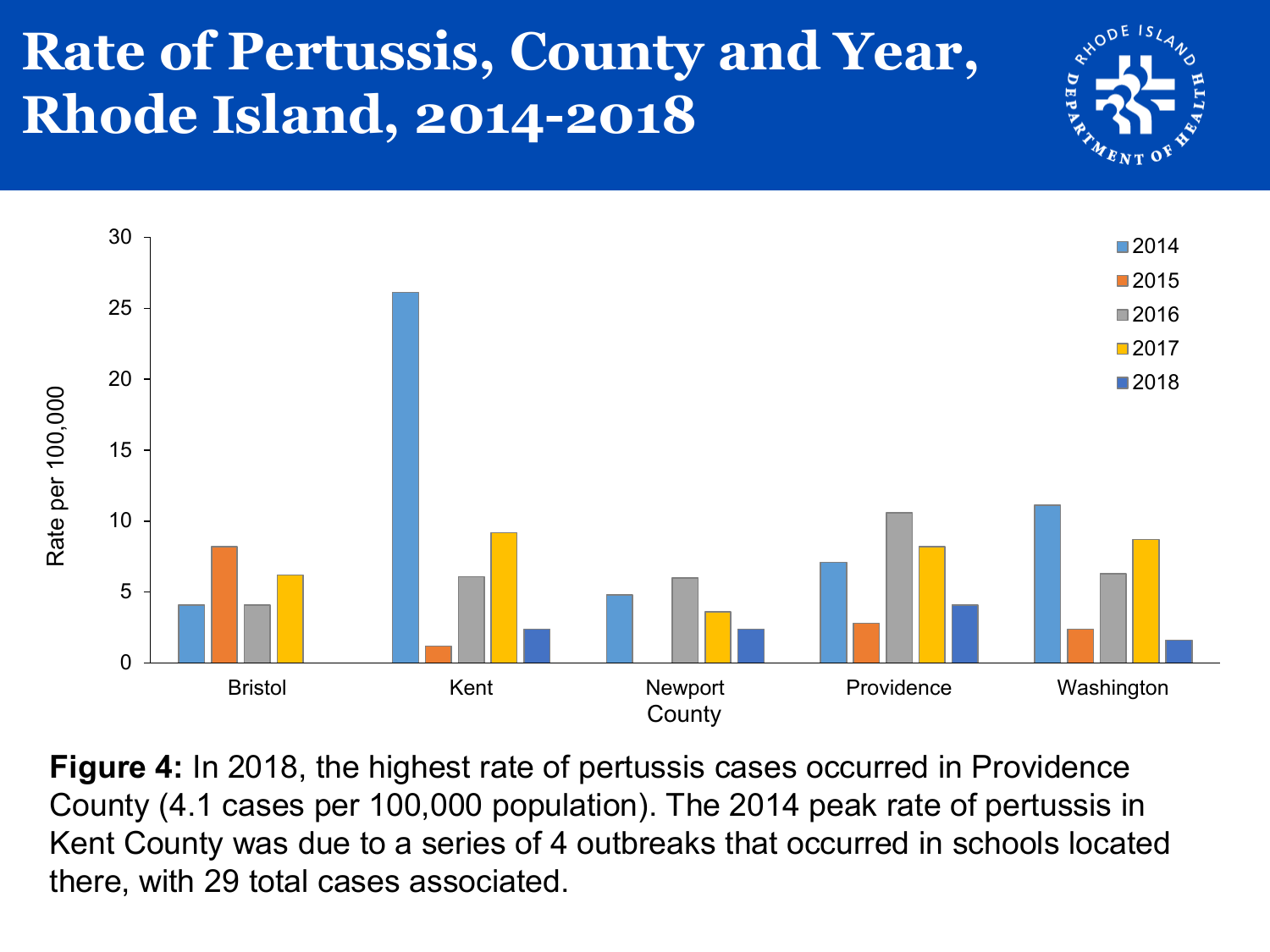# Rate of Pertussis, County and Year, Rhode Island, 2014-2018

**Figure 4:** In 2018, the highest rate of pertussis cases occurred in Providence County (4.1 cases per 100,000 population). The 2014 peak rate of pertussis in Kent County was due to a series of 4 outbreaks that occurred in schools located there, with 29 total cases associated.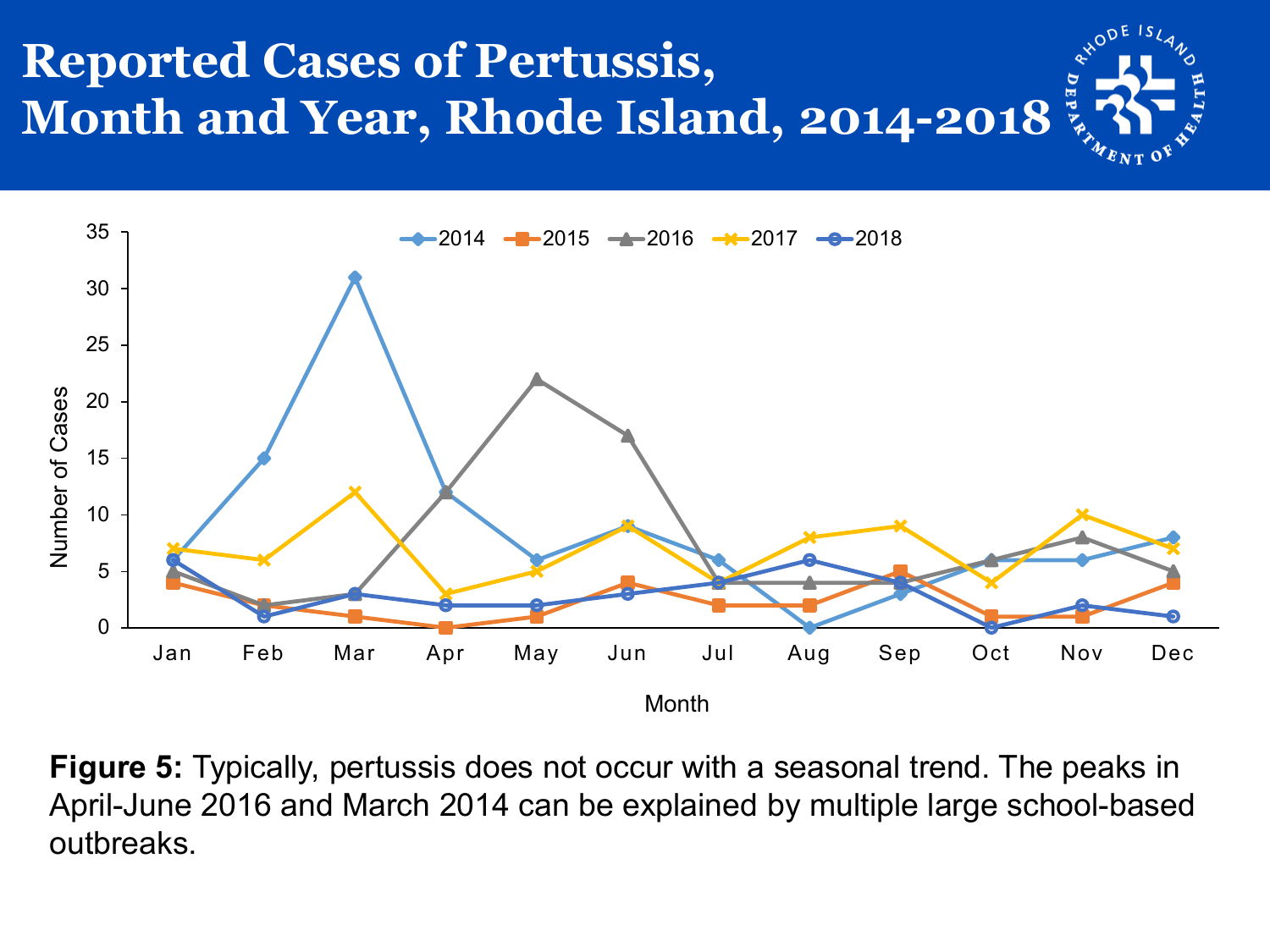# Reported Cases of Pertussis, Month and Year, Rhode Island, 2014-2018

**Figure 5:** Typically, pertussis does not occur with a seasonal trend. The peaks in April-June 2016 and March 2014 can be explained by multiple large school-based outbreaks.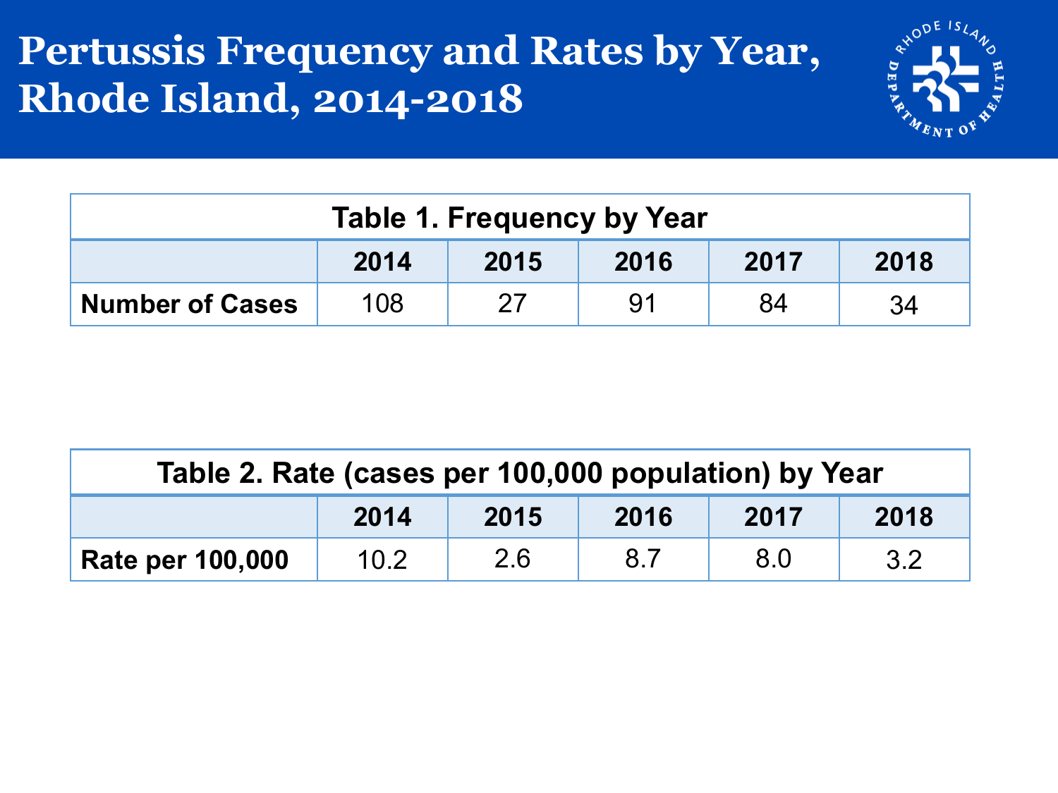# Pertussis Frequency and Rates by Year, Rhode Island, 2014-2018

**Table 1. Frequency by Year**

| | 2014 | 2015 | 2016 | 2017 | 2018 |
|---|---|---|---|---|---|
| **Number of Cases** | 108 | 27 | 91 | 84 | 34 |

**Table 2. Rate (cases per 100,000 population) by Year**

| | 2014 | 2015 | 2016 | 2017 | 2018 |
|---|---|---|---|---|---|
| **Rate per 100,000** | 10.2 | 2.6 | 8.7 | 8.0 | 3.2 |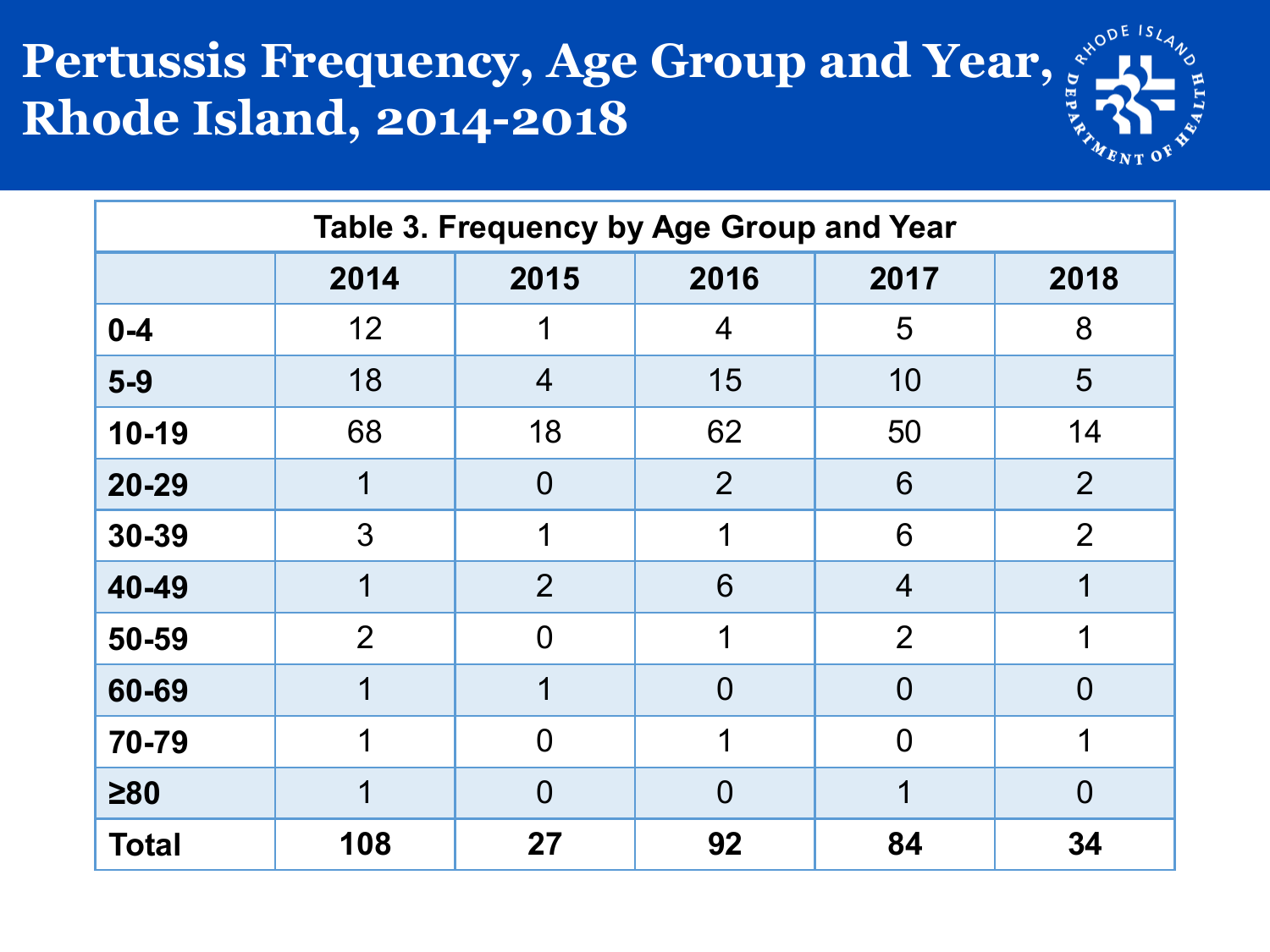# Pertussis Frequency, Age Group and Year, Rhode Island, 2014-2018

| Table 3. Frequency by Age Group and Year | | | | | |
|---|---|---|---|---|---|
| | **2014** | **2015** | **2016** | **2017** | **2018** |
| **0-4** | 12 | 1 | 4 | 5 | 8 |
| **5-9** | 18 | 4 | 15 | 10 | 5 |
| **10-19** | 68 | 18 | 62 | 50 | 14 |
| **20-29** | 1 | 0 | 2 | 6 | 2 |
| **30-39** | 3 | 1 | 1 | 6 | 2 |
| **40-49** | 1 | 2 | 6 | 4 | 1 |
| **50-59** | 2 | 0 | 1 | 2 | 1 |
| **60-69** | 1 | 1 | 0 | 0 | 0 |
| **70-79** | 1 | 0 | 1 | 0 | 1 |
| **≥80** | 1 | 0 | 0 | 1 | 0 |
| **Total** | **108** | **27** | **92** | **84** | **34** |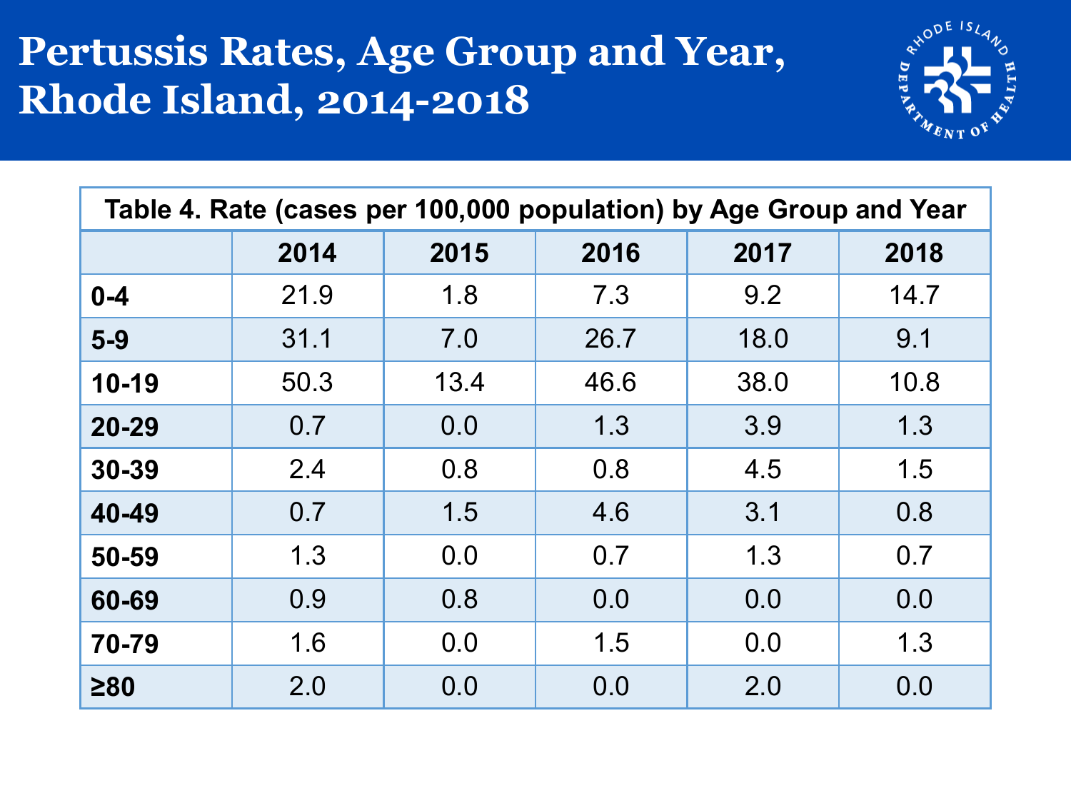# Pertussis Rates, Age Group and Year, Rhode Island, 2014-2018

| Table 4. Rate (cases per 100,000 population) by Age Group and Year | | | | | |
|---|---|---|---|---|---|
| | **2014** | **2015** | **2016** | **2017** | **2018** |
| **0-4** | 21.9 | 1.8 | 7.3 | 9.2 | 14.7 |
| **5-9** | 31.1 | 7.0 | 26.7 | 18.0 | 9.1 |
| **10-19** | 50.3 | 13.4 | 46.6 | 38.0 | 10.8 |
| **20-29** | 0.7 | 0.0 | 1.3 | 3.9 | 1.3 |
| **30-39** | 2.4 | 0.8 | 0.8 | 4.5 | 1.5 |
| **40-49** | 0.7 | 1.5 | 4.6 | 3.1 | 0.8 |
| **50-59** | 1.3 | 0.0 | 0.7 | 1.3 | 0.7 |
| **60-69** | 0.9 | 0.8 | 0.0 | 0.0 | 0.0 |
| **70-79** | 1.6 | 0.0 | 1.5 | 0.0 | 1.3 |
| **≥80** | 2.0 | 0.0 | 0.0 | 2.0 | 0.0 |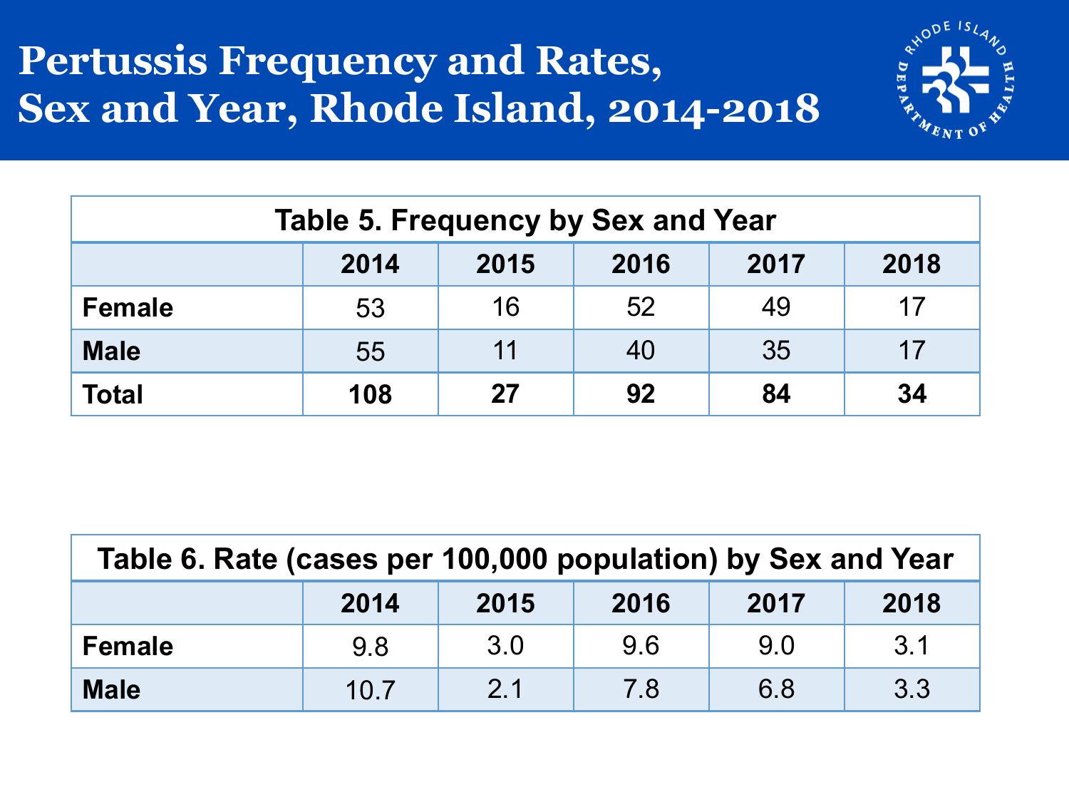# Pertussis Frequency and Rates, Sex and Year, Rhode Island, 2014-2018

**Table 5. Frequency by Sex and Year**

| | 2014 | 2015 | 2016 | 2017 | 2018 |
|---|---|---|---|---|---|
| **Female** | 53 | 16 | 52 | 49 | 17 |
| **Male** | 55 | 11 | 40 | 35 | 17 |
| **Total** | **108** | **27** | **92** | **84** | **34** |

**Table 6. Rate (cases per 100,000 population) by Sex and Year**

| | 2014 | 2015 | 2016 | 2017 | 2018 |
|---|---|---|---|---|---|
| **Female** | 9.8 | 3.0 | 9.6 | 9.0 | 3.1 |
| **Male** | 10.7 | 2.1 | 7.8 | 6.8 | 3.3 |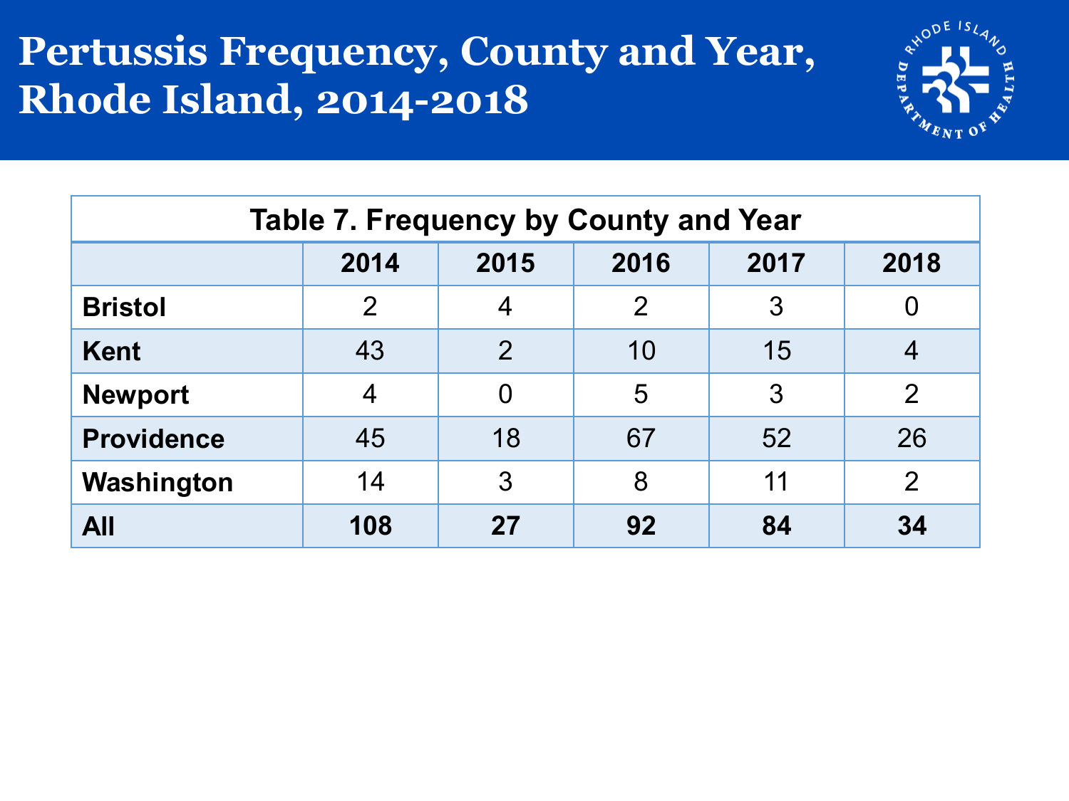# Pertussis Frequency, County and Year, Rhode Island, 2014-2018

| Table 7. Frequency by County and Year | | | | | |
|---|---|---|---|---|---|
| | **2014** | **2015** | **2016** | **2017** | **2018** |
| **Bristol** | 2 | 4 | 2 | 3 | 0 |
| **Kent** | 43 | 2 | 10 | 15 | 4 |
| **Newport** | 4 | 0 | 5 | 3 | 2 |
| **Providence** | 45 | 18 | 67 | 52 | 26 |
| **Washington** | 14 | 3 | 8 | 11 | 2 |
| **All** | **108** | **27** | **92** | **84** | **34** |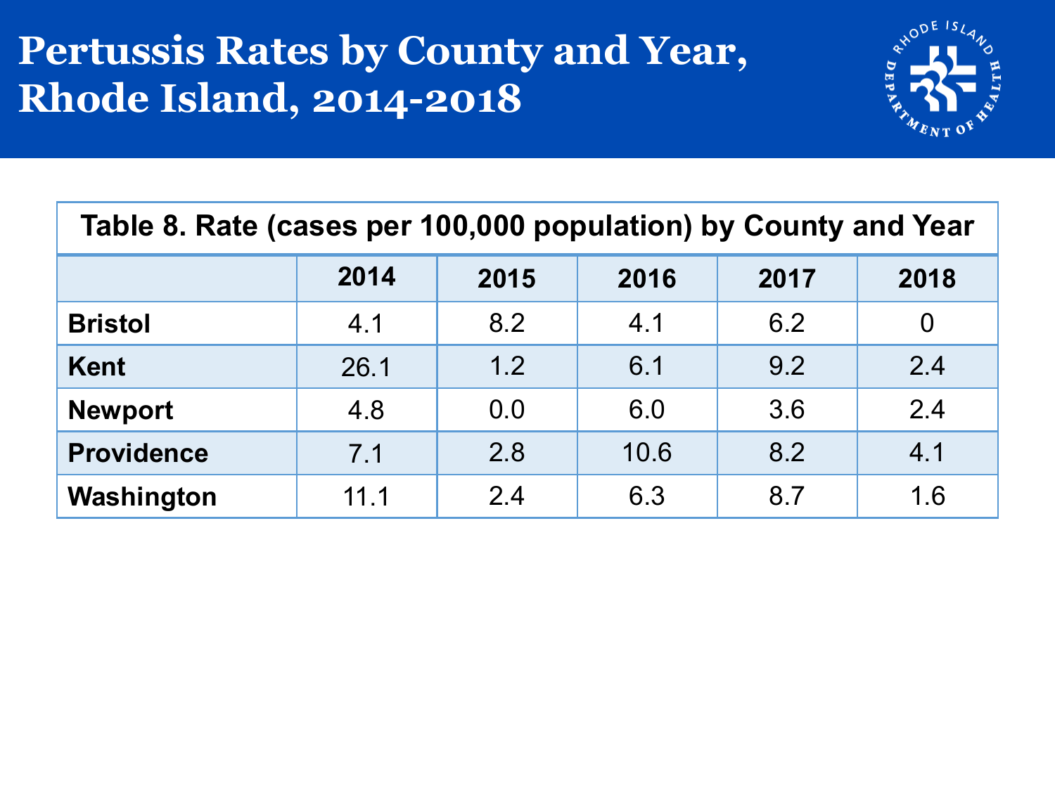# Pertussis Rates by County and Year, Rhode Island, 2014-2018

| Table 8. Rate (cases per 100,000 population) by County and Year | | | | | |
|---|---|---|---|---|---|
| | **2014** | **2015** | **2016** | **2017** | **2018** |
| **Bristol** | 4.1 | 8.2 | 4.1 | 6.2 | 0 |
| **Kent** | 26.1 | 1.2 | 6.1 | 9.2 | 2.4 |
| **Newport** | 4.8 | 0.0 | 6.0 | 3.6 | 2.4 |
| **Providence** | 7.1 | 2.8 | 10.6 | 8.2 | 4.1 |
| **Washington** | 11.1 | 2.4 | 6.3 | 8.7 | 1.6 |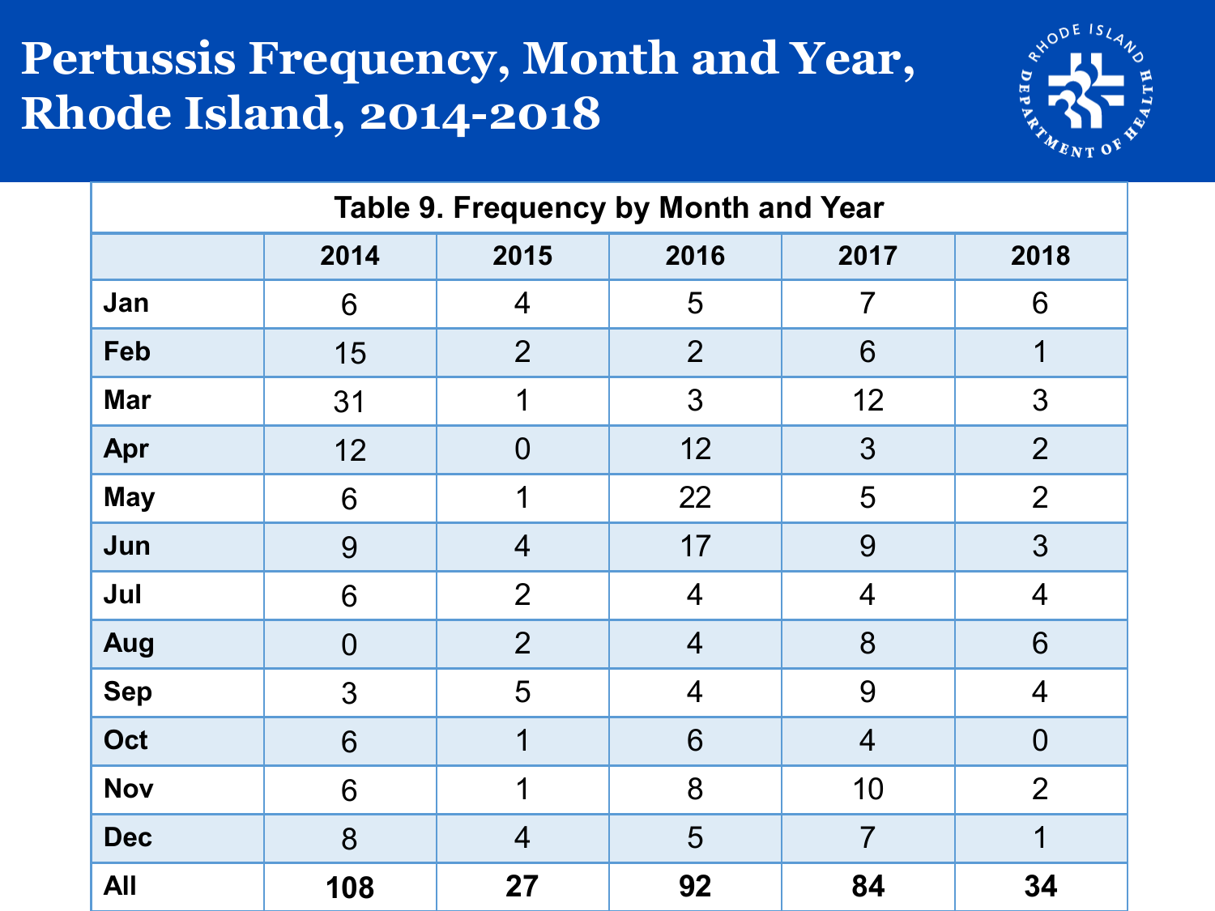# Pertussis Frequency, Month and Year, Rhode Island, 2014-2018

**Table 9. Frequency by Month and Year**

| | 2014 | 2015 | 2016 | 2017 | 2018 |
|---|---|---|---|---|---|
| **Jan** | 6 | 4 | 5 | 7 | 6 |
| **Feb** | 15 | 2 | 2 | 6 | 1 |
| **Mar** | 31 | 1 | 3 | 12 | 3 |
| **Apr** | 12 | 0 | 12 | 3 | 2 |
| **May** | 6 | 1 | 22 | 5 | 2 |
| **Jun** | 9 | 4 | 17 | 9 | 3 |
| **Jul** | 6 | 2 | 4 | 4 | 4 |
| **Aug** | 0 | 2 | 4 | 8 | 6 |
| **Sep** | 3 | 5 | 4 | 9 | 4 |
| **Oct** | 6 | 1 | 6 | 4 | 0 |
| **Nov** | 6 | 1 | 8 | 10 | 2 |
| **Dec** | 8 | 4 | 5 | 7 | 1 |
| **All** | **108** | **27** | **92** | **84** | **34** |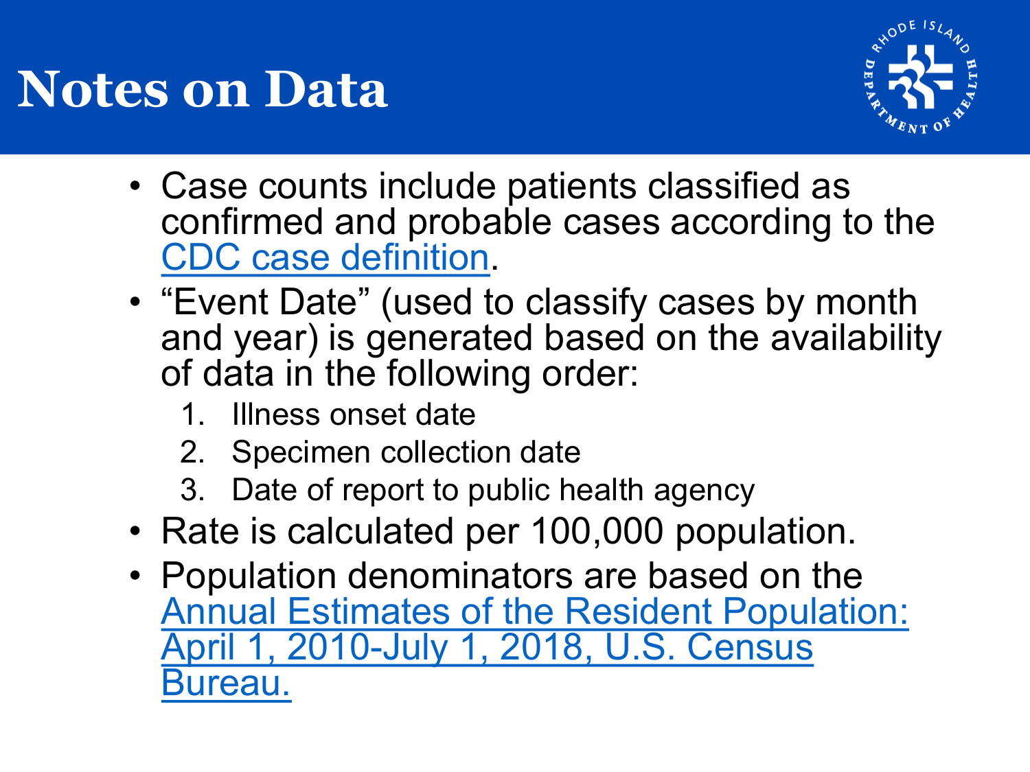# Notes on Data

- Case counts include patients classified as confirmed and probable cases according to the CDC case definition.
- "Event Date" (used to classify cases by month and year) is generated based on the availability of data in the following order:
  1. Illness onset date
  2. Specimen collection date
  3. Date of report to public health agency
- Rate is calculated per 100,000 population.
- Population denominators are based on the Annual Estimates of the Resident Population: April 1, 2010-July 1, 2018, U.S. Census Bureau.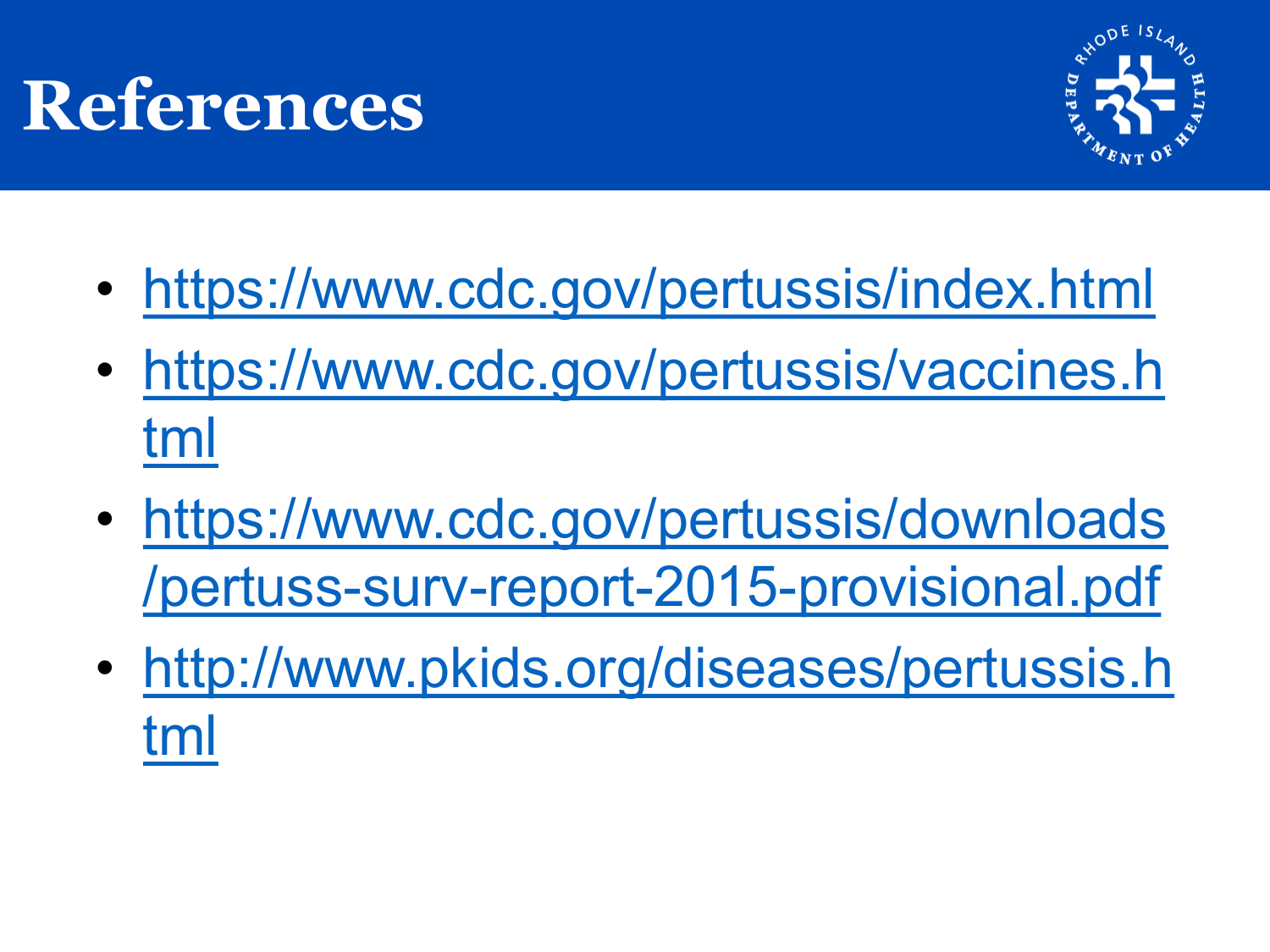# References

- https://www.cdc.gov/pertussis/index.html
- https://www.cdc.gov/pertussis/vaccines.html
- https://www.cdc.gov/pertussis/downloads/pertuss-surv-report-2015-provisional.pdf
- http://www.pkids.org/diseases/pertussis.html